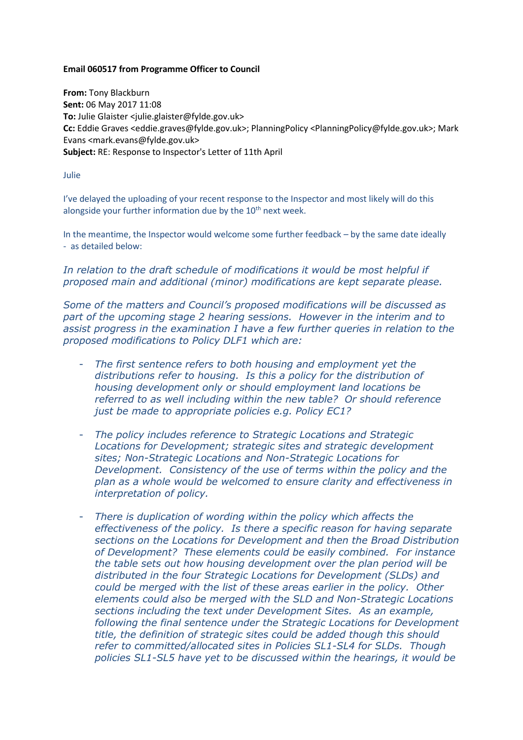**Email 060517 from Programme Officer to Council**

**From:** Tony Blackburn
**Sent:** 06 May 2017 11:08
**To:** Julie Glaister <julie.glaister@fylde.gov.uk>
**Cc:** Eddie Graves <eddie.graves@fylde.gov.uk>; PlanningPolicy <PlanningPolicy@fylde.gov.uk>; Mark Evans <mark.evans@fylde.gov.uk>
**Subject:** RE: Response to Inspector's Letter of 11th April

Julie

I've delayed the uploading of your recent response to the Inspector and most likely will do this alongside your further information due by the 10th next week.

In the meantime, the Inspector would welcome some further feedback – by the same date ideally - as detailed below:

*In relation to the draft schedule of modifications it would be most helpful if proposed main and additional (minor) modifications are kept separate please.*

*Some of the matters and Council's proposed modifications will be discussed as part of the upcoming stage 2 hearing sessions. However in the interim and to assist progress in the examination I have a few further queries in relation to the proposed modifications to Policy DLF1 which are:*

- *The first sentence refers to both housing and employment yet the distributions refer to housing. Is this a policy for the distribution of housing development only or should employment land locations be referred to as well including within the new table? Or should reference just be made to appropriate policies e.g. Policy EC1?*

- *The policy includes reference to Strategic Locations and Strategic Locations for Development; strategic sites and strategic development sites; Non-Strategic Locations and Non-Strategic Locations for Development. Consistency of the use of terms within the policy and the plan as a whole would be welcomed to ensure clarity and effectiveness in interpretation of policy.*

- *There is duplication of wording within the policy which affects the effectiveness of the policy. Is there a specific reason for having separate sections on the Locations for Development and then the Broad Distribution of Development? These elements could be easily combined. For instance the table sets out how housing development over the plan period will be distributed in the four Strategic Locations for Development (SLDs) and could be merged with the list of these areas earlier in the policy. Other elements could also be merged with the SLD and Non-Strategic Locations sections including the text under Development Sites. As an example, following the final sentence under the Strategic Locations for Development title, the definition of strategic sites could be added though this should refer to committed/allocated sites in Policies SL1-SL4 for SLDs. Though policies SL1-SL5 have yet to be discussed within the hearings, it would be*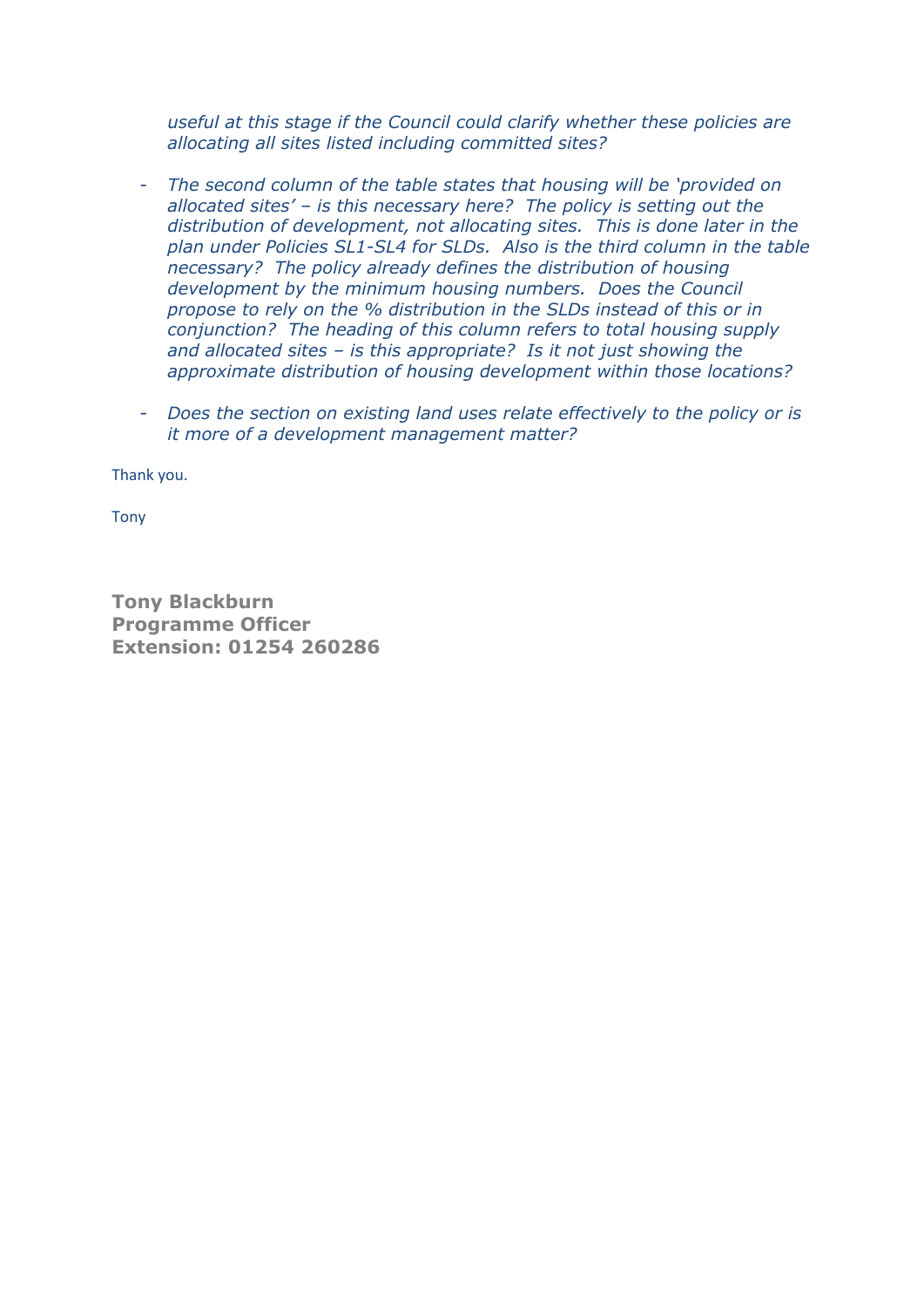*useful at this stage if the Council could clarify whether these policies are allocating all sites listed including committed sites?*

- *The second column of the table states that housing will be 'provided on allocated sites' – is this necessary here? The policy is setting out the distribution of development, not allocating sites. This is done later in the plan under Policies SL1-SL4 for SLDs. Also is the third column in the table necessary? The policy already defines the distribution of housing development by the minimum housing numbers. Does the Council propose to rely on the % distribution in the SLDs instead of this or in conjunction? The heading of this column refers to total housing supply and allocated sites – is this appropriate? Is it not just showing the approximate distribution of housing development within those locations?*

- *Does the section on existing land uses relate effectively to the policy or is it more of a development management matter?*

Thank you.

Tony

**Tony Blackburn**
**Programme Officer**
**Extension: 01254 260286**